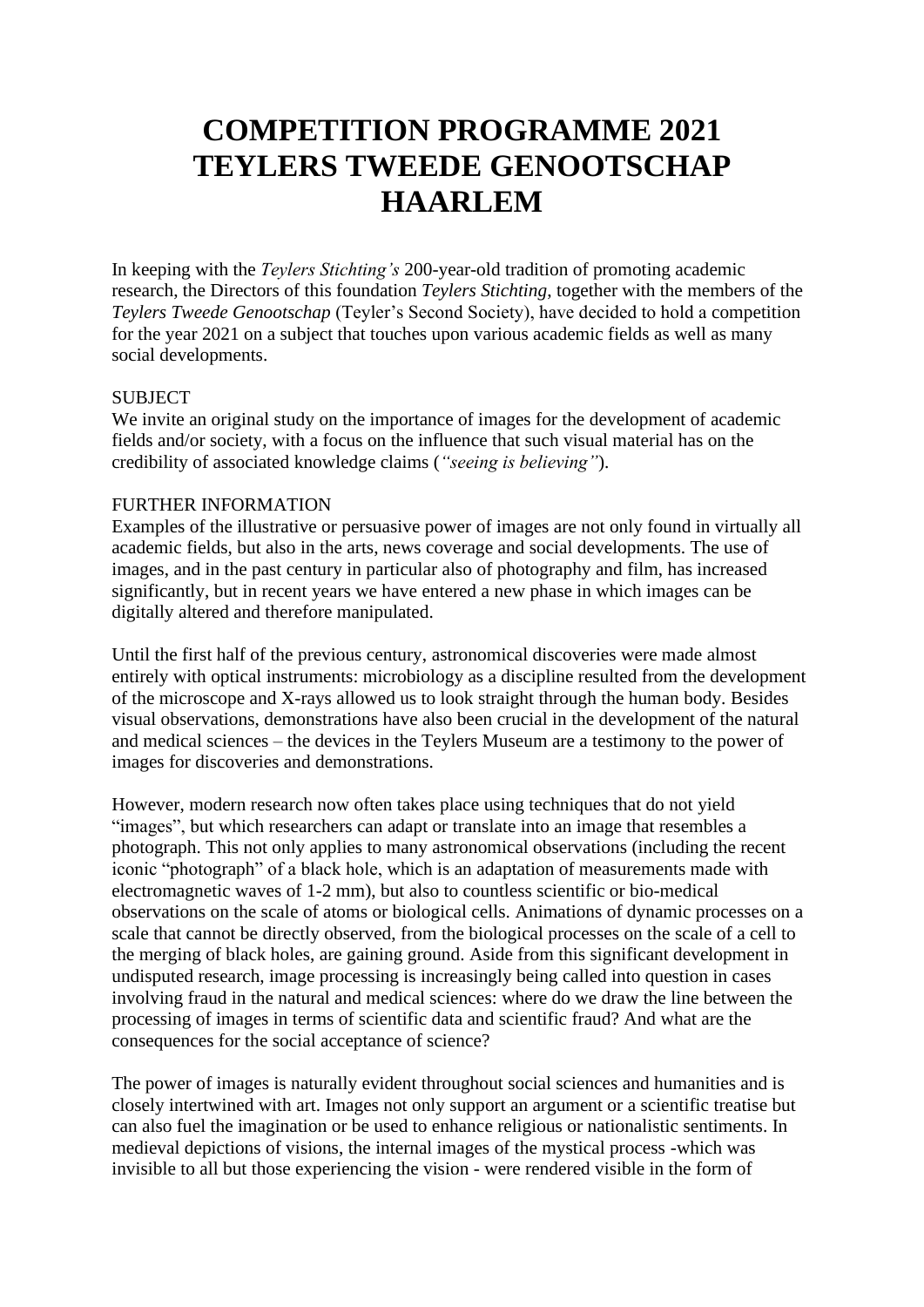# COMPETITION PROGRAMME 2021 TEYLERS TWEEDE GENOOTSCHAP HAARLEM

In keeping with the *Teylers Stichting's* 200-year-old tradition of promoting academic research, the Directors of this foundation *Teylers Stichting*, together with the members of the *Teylers Tweede Genootschap* (Teyler's Second Society), have decided to hold a competition for the year 2021 on a subject that touches upon various academic fields as well as many social developments.

SUBJECT

We invite an original study on the importance of images for the development of academic fields and/or society, with a focus on the influence that such visual material has on the credibility of associated knowledge claims (*"seeing is believing"*).

FURTHER INFORMATION

Examples of the illustrative or persuasive power of images are not only found in virtually all academic fields, but also in the arts, news coverage and social developments. The use of images, and in the past century in particular also of photography and film, has increased significantly, but in recent years we have entered a new phase in which images can be digitally altered and therefore manipulated.

Until the first half of the previous century, astronomical discoveries were made almost entirely with optical instruments: microbiology as a discipline resulted from the development of the microscope and X-rays allowed us to look straight through the human body. Besides visual observations, demonstrations have also been crucial in the development of the natural and medical sciences – the devices in the Teylers Museum are a testimony to the power of images for discoveries and demonstrations.

However, modern research now often takes place using techniques that do not yield "images", but which researchers can adapt or translate into an image that resembles a photograph. This not only applies to many astronomical observations (including the recent iconic "photograph" of a black hole, which is an adaptation of measurements made with electromagnetic waves of 1-2 mm), but also to countless scientific or bio-medical observations on the scale of atoms or biological cells. Animations of dynamic processes on a scale that cannot be directly observed, from the biological processes on the scale of a cell to the merging of black holes, are gaining ground. Aside from this significant development in undisputed research, image processing is increasingly being called into question in cases involving fraud in the natural and medical sciences: where do we draw the line between the processing of images in terms of scientific data and scientific fraud? And what are the consequences for the social acceptance of science?

The power of images is naturally evident throughout social sciences and humanities and is closely intertwined with art. Images not only support an argument or a scientific treatise but can also fuel the imagination or be used to enhance religious or nationalistic sentiments. In medieval depictions of visions, the internal images of the mystical process -which was invisible to all but those experiencing the vision - were rendered visible in the form of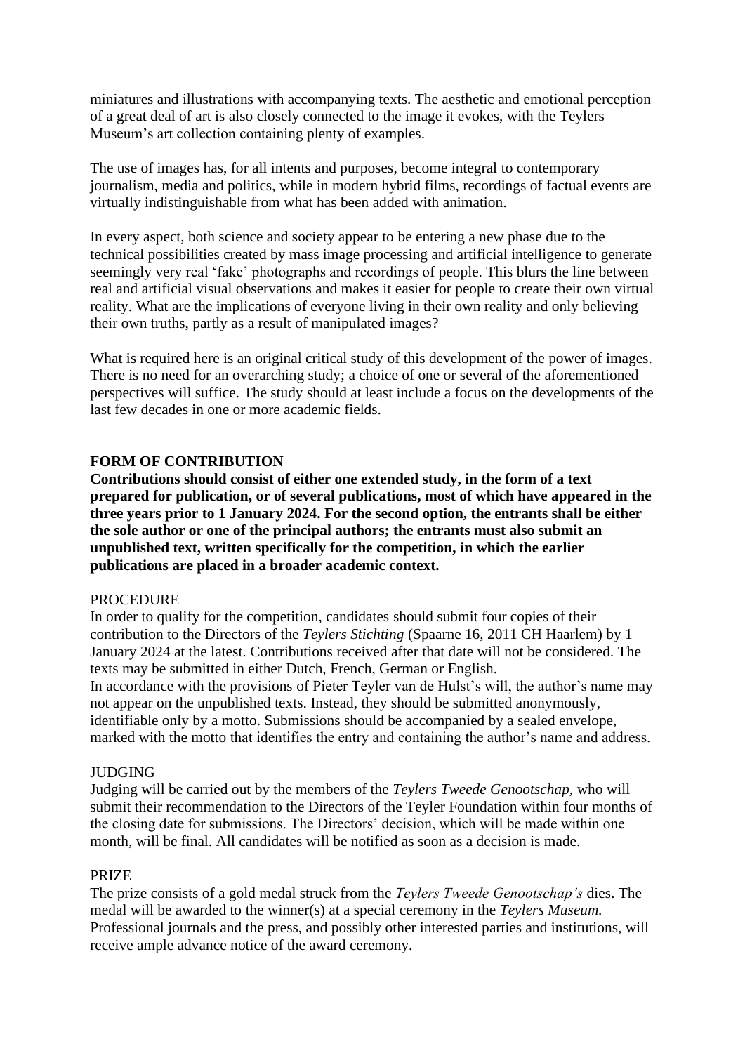miniatures and illustrations with accompanying texts. The aesthetic and emotional perception of a great deal of art is also closely connected to the image it evokes, with the Teylers Museum's art collection containing plenty of examples.

The use of images has, for all intents and purposes, become integral to contemporary journalism, media and politics, while in modern hybrid films, recordings of factual events are virtually indistinguishable from what has been added with animation.

In every aspect, both science and society appear to be entering a new phase due to the technical possibilities created by mass image processing and artificial intelligence to generate seemingly very real 'fake' photographs and recordings of people. This blurs the line between real and artificial visual observations and makes it easier for people to create their own virtual reality. What are the implications of everyone living in their own reality and only believing their own truths, partly as a result of manipulated images?

What is required here is an original critical study of this development of the power of images. There is no need for an overarching study; a choice of one or several of the aforementioned perspectives will suffice. The study should at least include a focus on the developments of the last few decades in one or more academic fields.

## FORM OF CONTRIBUTION

**Contributions should consist of either one extended study, in the form of a text prepared for publication, or of several publications, most of which have appeared in the three years prior to 1 January 2024. For the second option, the entrants shall be either the sole author or one of the principal authors; the entrants must also submit an unpublished text, written specifically for the competition, in which the earlier publications are placed in a broader academic context.**

### PROCEDURE

In order to qualify for the competition, candidates should submit four copies of their contribution to the Directors of the *Teylers Stichting* (Spaarne 16, 2011 CH Haarlem) by 1 January 2024 at the latest. Contributions received after that date will not be considered. The texts may be submitted in either Dutch, French, German or English.
In accordance with the provisions of Pieter Teyler van de Hulst's will, the author's name may not appear on the unpublished texts. Instead, they should be submitted anonymously, identifiable only by a motto. Submissions should be accompanied by a sealed envelope, marked with the motto that identifies the entry and containing the author's name and address.

### JUDGING

Judging will be carried out by the members of the *Teylers Tweede Genootschap,* who will submit their recommendation to the Directors of the Teyler Foundation within four months of the closing date for submissions. The Directors' decision, which will be made within one month, will be final. All candidates will be notified as soon as a decision is made.

### PRIZE

The prize consists of a gold medal struck from the *Teylers Tweede Genootschap's* dies. The medal will be awarded to the winner(s) at a special ceremony in the *Teylers Museum.* Professional journals and the press, and possibly other interested parties and institutions, will receive ample advance notice of the award ceremony.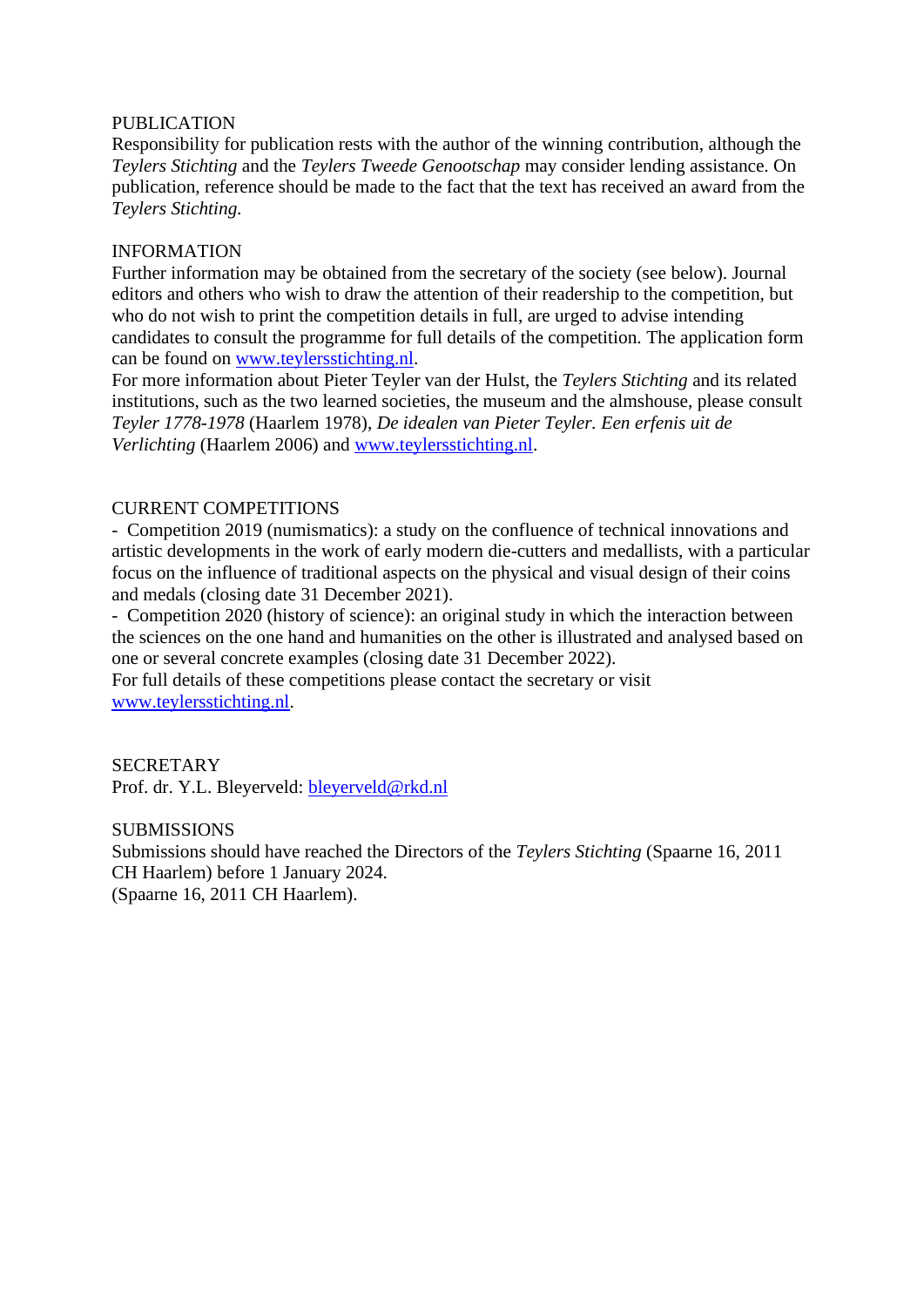PUBLICATION
Responsibility for publication rests with the author of the winning contribution, although the *Teylers Stichting* and the *Teylers Tweede Genootschap* may consider lending assistance. On publication, reference should be made to the fact that the text has received an award from the *Teylers Stichting.*

INFORMATION
Further information may be obtained from the secretary of the society (see below). Journal editors and others who wish to draw the attention of their readership to the competition, but who do not wish to print the competition details in full, are urged to advise intending candidates to consult the programme for full details of the competition. The application form can be found on www.teylersstichting.nl.
For more information about Pieter Teyler van der Hulst, the *Teylers Stichting* and its related institutions, such as the two learned societies, the museum and the almshouse, please consult *Teyler 1778-1978* (Haarlem 1978), *De idealen van Pieter Teyler. Een erfenis uit de Verlichting* (Haarlem 2006) and www.teylersstichting.nl.

CURRENT COMPETITIONS
- Competition 2019 (numismatics): a study on the confluence of technical innovations and artistic developments in the work of early modern die-cutters and medallists, with a particular focus on the influence of traditional aspects on the physical and visual design of their coins and medals (closing date 31 December 2021).
- Competition 2020 (history of science): an original study in which the interaction between the sciences on the one hand and humanities on the other is illustrated and analysed based on one or several concrete examples (closing date 31 December 2022).
For full details of these competitions please contact the secretary or visit www.teylersstichting.nl.

SECRETARY
Prof. dr. Y.L. Bleyerveld: bleyerveld@rkd.nl

SUBMISSIONS
Submissions should have reached the Directors of the *Teylers Stichting* (Spaarne 16, 2011 CH Haarlem) before 1 January 2024.
(Spaarne 16, 2011 CH Haarlem).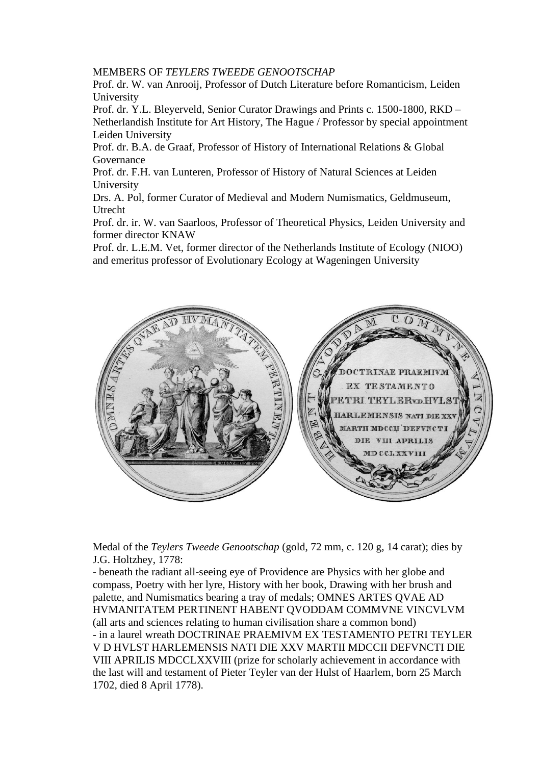MEMBERS OF *TEYLERS TWEEDE GENOOTSCHAP*

Prof. dr. W. van Anrooij, Professor of Dutch Literature before Romanticism, Leiden University

Prof. dr. Y.L. Bleyerveld, Senior Curator Drawings and Prints c. 1500-1800, RKD – Netherlandish Institute for Art History, The Hague / Professor by special appointment Leiden University

Prof. dr. B.A. de Graaf, Professor of History of International Relations & Global Governance

Prof. dr. F.H. van Lunteren, Professor of History of Natural Sciences at Leiden University

Drs. A. Pol, former Curator of Medieval and Modern Numismatics, Geldmuseum, Utrecht

Prof. dr. ir. W. van Saarloos, Professor of Theoretical Physics, Leiden University and former director KNAW

Prof. dr. L.E.M. Vet, former director of the Netherlands Institute of Ecology (NIOO) and emeritus professor of Evolutionary Ecology at Wageningen University

Medal of the *Teylers Tweede Genootschap* (gold, 72 mm, c. 120 g, 14 carat); dies by J.G. Holtzhey, 1778:

- beneath the radiant all-seeing eye of Providence are Physics with her globe and compass, Poetry with her lyre, History with her book, Drawing with her brush and palette, and Numismatics bearing a tray of medals; OMNES ARTES QVAE AD HVMANITATEM PERTINENT HABENT QVODDAM COMMVNE VINCVLVM (all arts and sciences relating to human civilisation share a common bond)
- in a laurel wreath DOCTRINAE PRAEMIVM EX TESTAMENTO PETRI TEYLER V D HVLST HARLEMENSIS NATI DIE XXV MARTII MDCCII DEFVNCTI DIE VIII APRILIS MDCCLXXVIII (prize for scholarly achievement in accordance with the last will and testament of Pieter Teyler van der Hulst of Haarlem, born 25 March 1702, died 8 April 1778).